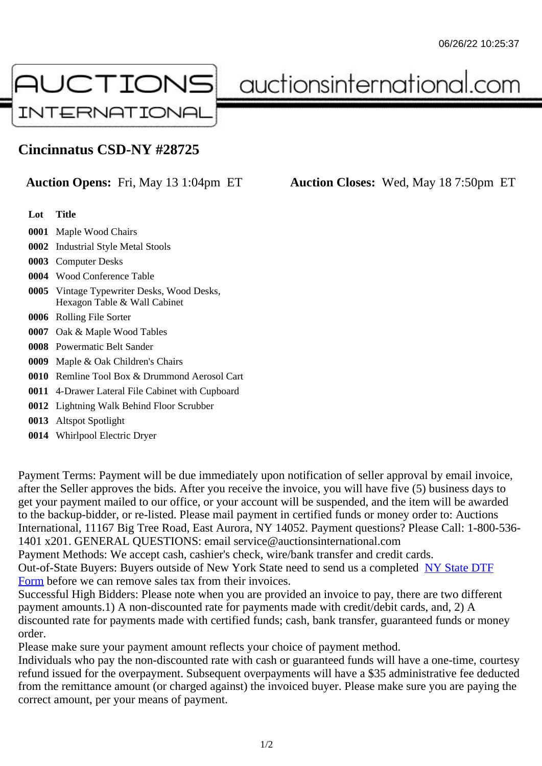# Cincinnatus CSD-NY #28725

**Auction Opens:** Fri, May 13 1:04pm ET **Auction Closes:** Wed, May 18 7:50pm ET

| Lot | Title |
| --- | --- |
| 0001 | Maple Wood Chairs |
| 0002 | Industrial Style Metal Stools |
| 0003 | Computer Desks |
| 0004 | Wood Conference Table |
| 0005 | Vintage Typewriter Desks, Wood Desks, Hexagon Table & Wall Cabinet |
| 0006 | Rolling File Sorter |
| 0007 | Oak & Maple Wood Tables |
| 0008 | Powermatic Belt Sander |
| 0009 | Maple & Oak Children's Chairs |
| 0010 | Remline Tool Box & Drummond Aerosol Cart |
| 0011 | 4-Drawer Lateral File Cabinet with Cupboard |
| 0012 | Lightning Walk Behind Floor Scrubber |
| 0013 | Altspot Spotlight |
| 0014 | Whirlpool Electric Dryer |

Payment Terms: Payment will be due immediately upon notification of seller approval by email invoice, after the Seller approves the bids. After you receive the invoice, you will have five (5) business days to get your payment mailed to our office, or your account will be suspended, and the item will be awarded to the backup-bidder, or re-listed. Please mail payment in certified funds or money order to: Auctions International, 11167 Big Tree Road, East Aurora, NY 14052. Payment questions? Please Call: 1-800-536-1401 x201. GENERAL QUESTIONS: email service@auctionsinternational.com
Payment Methods: We accept cash, cashier's check, wire/bank transfer and credit cards.
Out-of-State Buyers: Buyers outside of New York State need to send us a completed NY State DTF Form before we can remove sales tax from their invoices.
Successful High Bidders: Please note when you are provided an invoice to pay, there are two different payment amounts.1) A non-discounted rate for payments made with credit/debit cards, and, 2) A discounted rate for payments made with certified funds; cash, bank transfer, guaranteed funds or money order.
Please make sure your payment amount reflects your choice of payment method.
Individuals who pay the non-discounted rate with cash or guaranteed funds will have a one-time, courtesy refund issued for the overpayment. Subsequent overpayments will have a $35 administrative fee deducted from the remittance amount (or charged against) the invoiced buyer. Please make sure you are paying the correct amount, per your means of payment.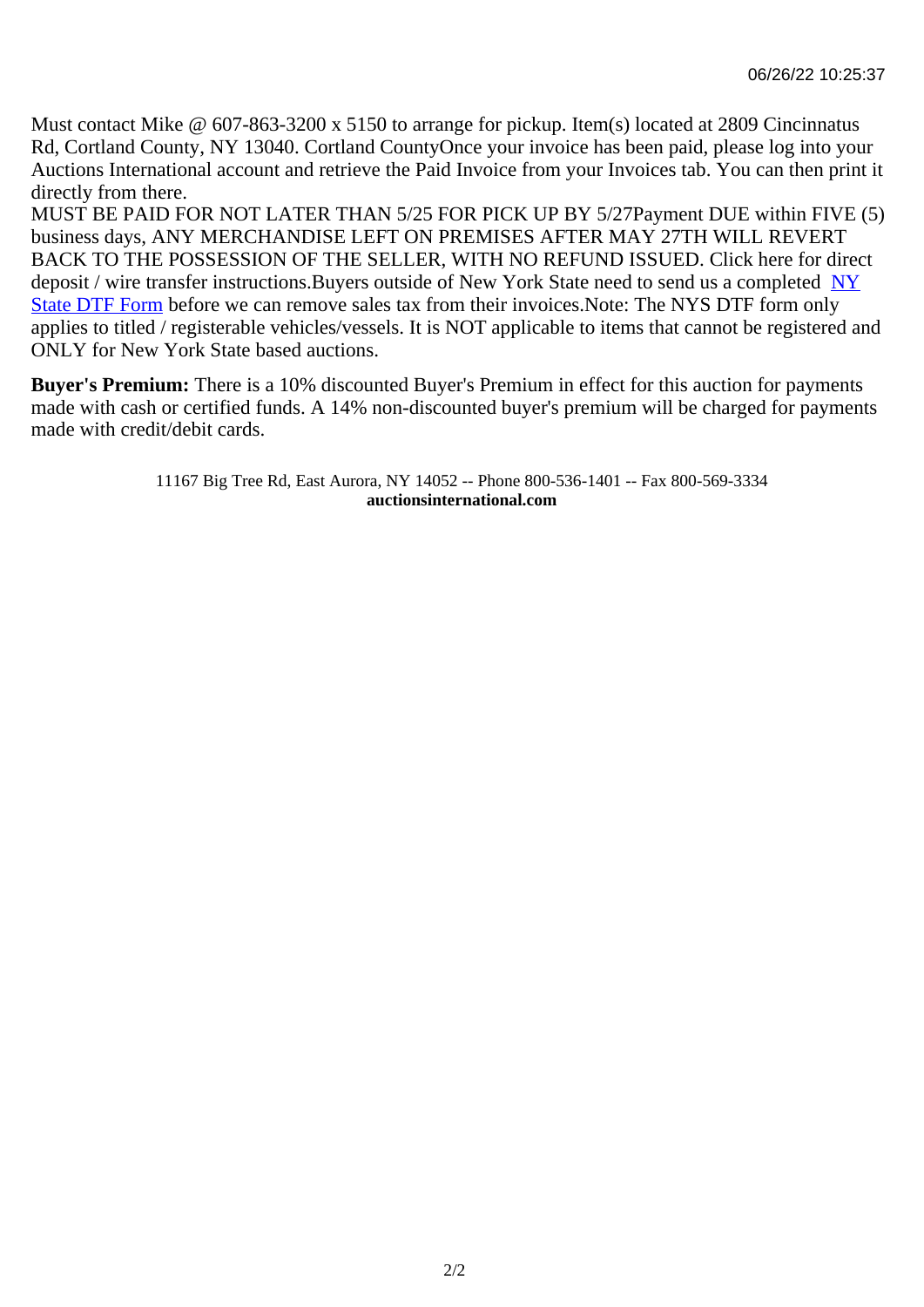Must contact Mike @ 607-863-3200 x 5150 to arrange for pickup. Item(s) located at 2809 Cincinnatus Rd, Cortland County, NY 13040. Cortland CountyOnce your invoice has been paid, please log into your Auctions International account and retrieve the Paid Invoice from your Invoices tab. You can then print it directly from there.
MUST BE PAID FOR NOT LATER THAN 5/25 FOR PICK UP BY 5/27Payment DUE within FIVE (5) business days, ANY MERCHANDISE LEFT ON PREMISES AFTER MAY 27TH WILL REVERT BACK TO THE POSSESSION OF THE SELLER, WITH NO REFUND ISSUED. Click here for direct deposit / wire transfer instructions.Buyers outside of New York State need to send us a completed NY State DTF Form before we can remove sales tax from their invoices.Note: The NYS DTF form only applies to titled / registerable vehicles/vessels. It is NOT applicable to items that cannot be registered and ONLY for New York State based auctions.

**Buyer's Premium:** There is a 10% discounted Buyer's Premium in effect for this auction for payments made with cash or certified funds. A 14% non-discounted buyer's premium will be charged for payments made with credit/debit cards.

11167 Big Tree Rd, East Aurora, NY 14052 -- Phone 800-536-1401 -- Fax 800-569-3334
**auctionsinternational.com**